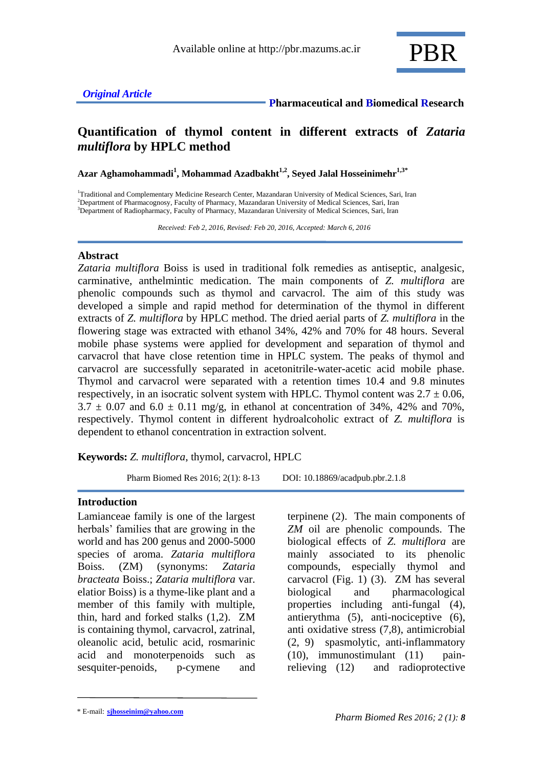*Original Article*

**Pharmaceutical and Biomedical Research**

# Quantification of thymol content in different extracts of *Zataria multiflora* by HPLC method

**Azar Aghamohammadi[1], Mohammad Azadbakht[1,2], Seyed Jalal Hosseinimehr[1,3*]**

[1]Traditional and Complementary Medicine Research Center, Mazandaran University of Medical Sciences, Sari, Iran
[2]Department of Pharmacognosy, Faculty of Pharmacy, Mazandaran University of Medical Sciences, Sari, Iran
[3]Department of Radiopharmacy, Faculty of Pharmacy, Mazandaran University of Medical Sciences, Sari, Iran

*Received: Feb 2, 2016, Revised: Feb 20, 2016, Accepted: March 6, 2016*

## Abstract

*Zataria multiflora* Boiss is used in traditional folk remedies as antiseptic, analgesic, carminative, anthelmintic medication. The main components of *Z. multiflora* are phenolic compounds such as thymol and carvacrol. The aim of this study was developed a simple and rapid method for determination of the thymol in different extracts of *Z. multiflora* by HPLC method. The dried aerial parts of *Z. multiflora* in the flowering stage was extracted with ethanol 34%, 42% and 70% for 48 hours. Several mobile phase systems were applied for development and separation of thymol and carvacrol that have close retention time in HPLC system. The peaks of thymol and carvacrol are successfully separated in acetonitrile-water-acetic acid mobile phase. Thymol and carvacrol were separated with a retention times 10.4 and 9.8 minutes respectively, in an isocratic solvent system with HPLC. Thymol content was 2.7 ± 0.06, 3.7 ± 0.07 and 6.0 ± 0.11 mg/g, in ethanol at concentration of 34%, 42% and 70%, respectively. Thymol content in different hydroalcoholic extract of *Z. multiflora* is dependent to ethanol concentration in extraction solvent.

**Keywords:** *Z. multiflora*, thymol, carvacrol, HPLC

Pharm Biomed Res 2016; 2(1): 8-13 DOI: 10.18869/acadpub.pbr.2.1.8

## Introduction

Lamianceae family is one of the largest herbals' families that are growing in the world and has 200 genus and 2000-5000 species of aroma. *Zataria multiflora* Boiss. (ZM) (synonyms: *Zataria bracteata* Boiss.; *Zataria multiflora* var. elatior Boiss) is a thyme-like plant and a member of this family with multiple, thin, hard and forked stalks (1,2). ZM is containing thymol, carvacrol, zatrinal, oleanolic acid, betulic acid, rosmarinic acid and monoterpenoids such as sesquiter-penoids, p-cymene and terpinene (2). The main components of *ZM* oil are phenolic compounds. The biological effects of *Z. multiflora* are mainly associated to its phenolic compounds, especially thymol and carvacrol (Fig. 1) (3). ZM has several biological and pharmacological properties including anti-fungal (4), antierythma (5), anti-nociceptive (6), anti oxidative stress (7,8), antimicrobial (2, 9) spasmolytic, anti-inflammatory (10), immunostimulant (11) pain-relieving (12) and radioprotective

\* E-mail: sjhosseinim@yahoo.com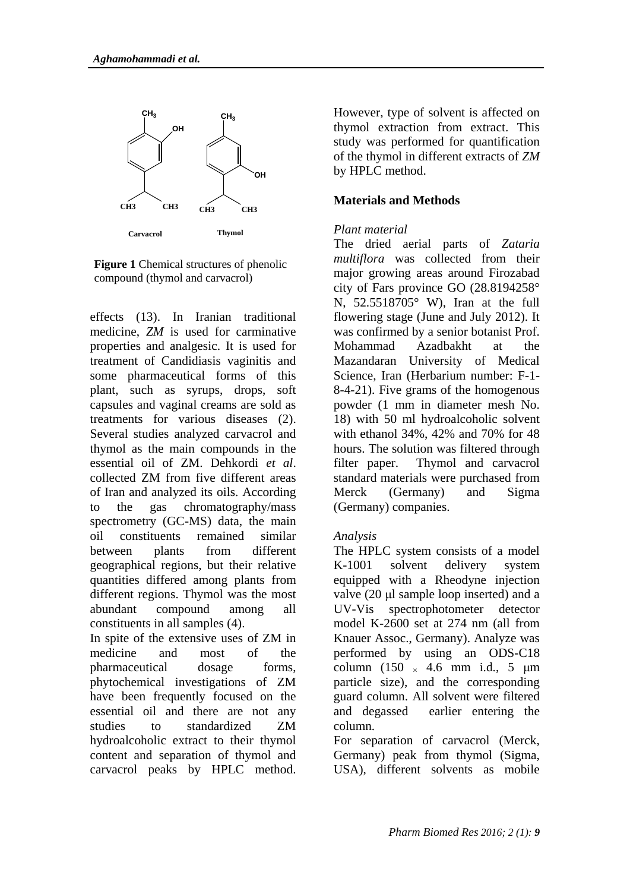**Figure 1** Chemical structures of phenolic compound (thymol and carvacrol)

effects (13). In Iranian traditional medicine, *ZM* is used for carminative properties and analgesic. It is used for treatment of Candidiasis vaginitis and some pharmaceutical forms of this plant, such as syrups, drops, soft capsules and vaginal creams are sold as treatments for various diseases (2). Several studies analyzed carvacrol and thymol as the main compounds in the essential oil of ZM. Dehkordi *et al*. collected ZM from five different areas of Iran and analyzed its oils. According to the gas chromatography/mass spectrometry (GC-MS) data, the main oil constituents remained similar between plants from different geographical regions, but their relative quantities differed among plants from different regions. Thymol was the most abundant compound among all constituents in all samples (4).

In spite of the extensive uses of ZM in medicine and most of the pharmaceutical dosage forms, phytochemical investigations of ZM have been frequently focused on the essential oil and there are not any studies to standardized ZM hydroalcoholic extract to their thymol content and separation of thymol and carvacrol peaks by HPLC method. However, type of solvent is affected on thymol extraction from extract. This study was performed for quantification of the thymol in different extracts of *ZM* by HPLC method.

## Materials and Methods

*Plant material*

The dried aerial parts of *Zataria multiflora* was collected from their major growing areas around Firozabad city of Fars province GO (28.8194258° N, 52.5518705° W), Iran at the full flowering stage (June and July 2012). It was confirmed by a senior botanist Prof. Mohammad Azadbakht at the Mazandaran University of Medical Science, Iran (Herbarium number: F-1-8-4-21). Five grams of the homogenous powder (1 mm in diameter mesh No. 18) with 50 ml hydroalcoholic solvent with ethanol 34%, 42% and 70% for 48 hours. The solution was filtered through filter paper. Thymol and carvacrol standard materials were purchased from Merck (Germany) and Sigma (Germany) companies.

*Analysis*

The HPLC system consists of a model K-1001 solvent delivery system equipped with a Rheodyne injection valve (20 μl sample loop inserted) and a UV-Vis spectrophotometer detector model K-2600 set at 274 nm (all from Knauer Assoc., Germany). Analyze was performed by using an ODS-C18 column (150 $\times$ 4.6 mm i.d., 5 μm particle size), and the corresponding guard column. All solvent were filtered and degassed earlier entering the column.

For separation of carvacrol (Merck, Germany) peak from thymol (Sigma, USA), different solvents as mobile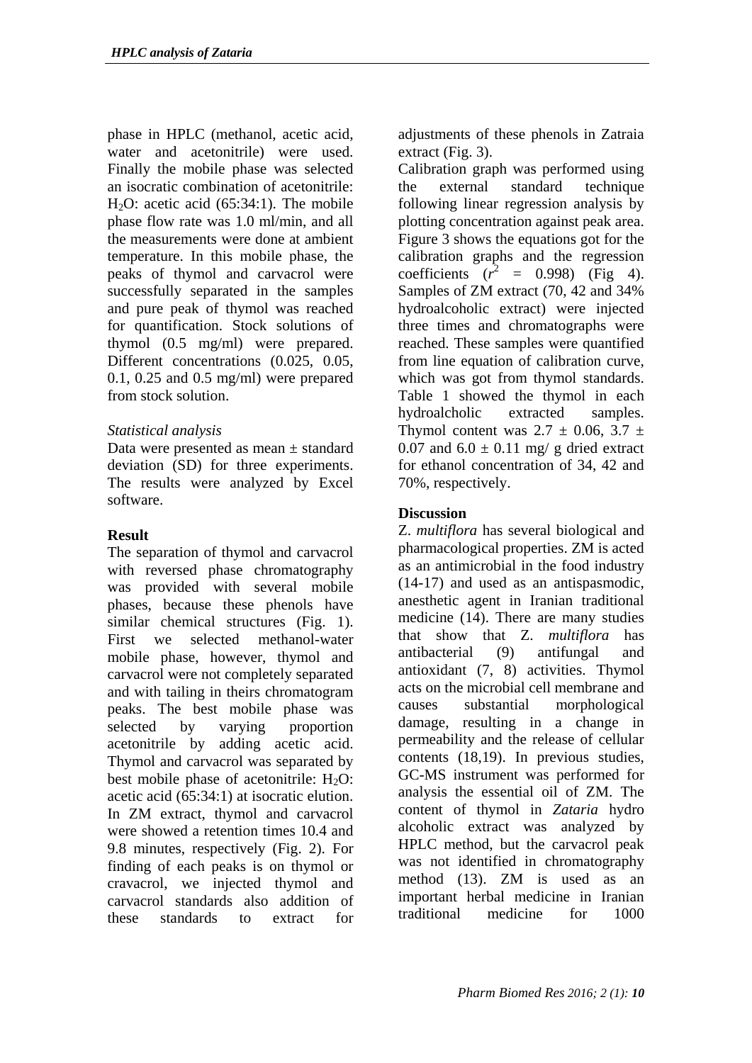phase in HPLC (methanol, acetic acid, water and acetonitrile) were used. Finally the mobile phase was selected an isocratic combination of acetonitrile: $H_2O$: acetic acid (65:34:1). The mobile phase flow rate was 1.0 ml/min, and all the measurements were done at ambient temperature. In this mobile phase, the peaks of thymol and carvacrol were successfully separated in the samples and pure peak of thymol was reached for quantification. Stock solutions of thymol (0.5 mg/ml) were prepared. Different concentrations (0.025, 0.05, 0.1, 0.25 and 0.5 mg/ml) were prepared from stock solution.

*Statistical analysis*

Data were presented as mean ± standard deviation (SD) for three experiments. The results were analyzed by Excel software.

## Result

The separation of thymol and carvacrol with reversed phase chromatography was provided with several mobile phases, because these phenols have similar chemical structures (Fig. 1). First we selected methanol-water mobile phase, however, thymol and carvacrol were not completely separated and with tailing in theirs chromatogram peaks. The best mobile phase was selected by varying proportion acetonitrile by adding acetic acid. Thymol and carvacrol was separated by best mobile phase of acetonitrile: $H_2O$: acetic acid (65:34:1) at isocratic elution. In ZM extract, thymol and carvacrol were showed a retention times 10.4 and 9.8 minutes, respectively (Fig. 2). For finding of each peaks is on thymol or cravacrol, we injected thymol and carvacrol standards also addition of these standards to extract for adjustments of these phenols in Zatraia extract (Fig. 3).

Calibration graph was performed using the external standard technique following linear regression analysis by plotting concentration against peak area. Figure 3 shows the equations got for the calibration graphs and the regression coefficients ($r^2$ = 0.998) (Fig 4). Samples of ZM extract (70, 42 and 34% hydroalcoholic extract) were injected three times and chromatographs were reached. These samples were quantified from line equation of calibration curve, which was got from thymol standards. Table 1 showed the thymol in each hydroalcholic extracted samples. Thymol content was 2.7 ± 0.06, 3.7 ± 0.07 and 6.0 ± 0.11 mg/ g dried extract for ethanol concentration of 34, 42 and 70%, respectively.

## Discussion

Z. *multiflora* has several biological and pharmacological properties. ZM is acted as an antimicrobial in the food industry (14-17) and used as an antispasmodic, anesthetic agent in Iranian traditional medicine (14). There are many studies that show that Z. *multiflora* has antibacterial (9) antifungal and antioxidant (7, 8) activities. Thymol acts on the microbial cell membrane and causes substantial morphological damage, resulting in a change in permeability and the release of cellular contents (18,19). In previous studies, GC-MS instrument was performed for analysis the essential oil of ZM. The content of thymol in *Zataria* hydro alcoholic extract was analyzed by HPLC method, but the carvacrol peak was not identified in chromatography method (13). ZM is used as an important herbal medicine in Iranian traditional medicine for 1000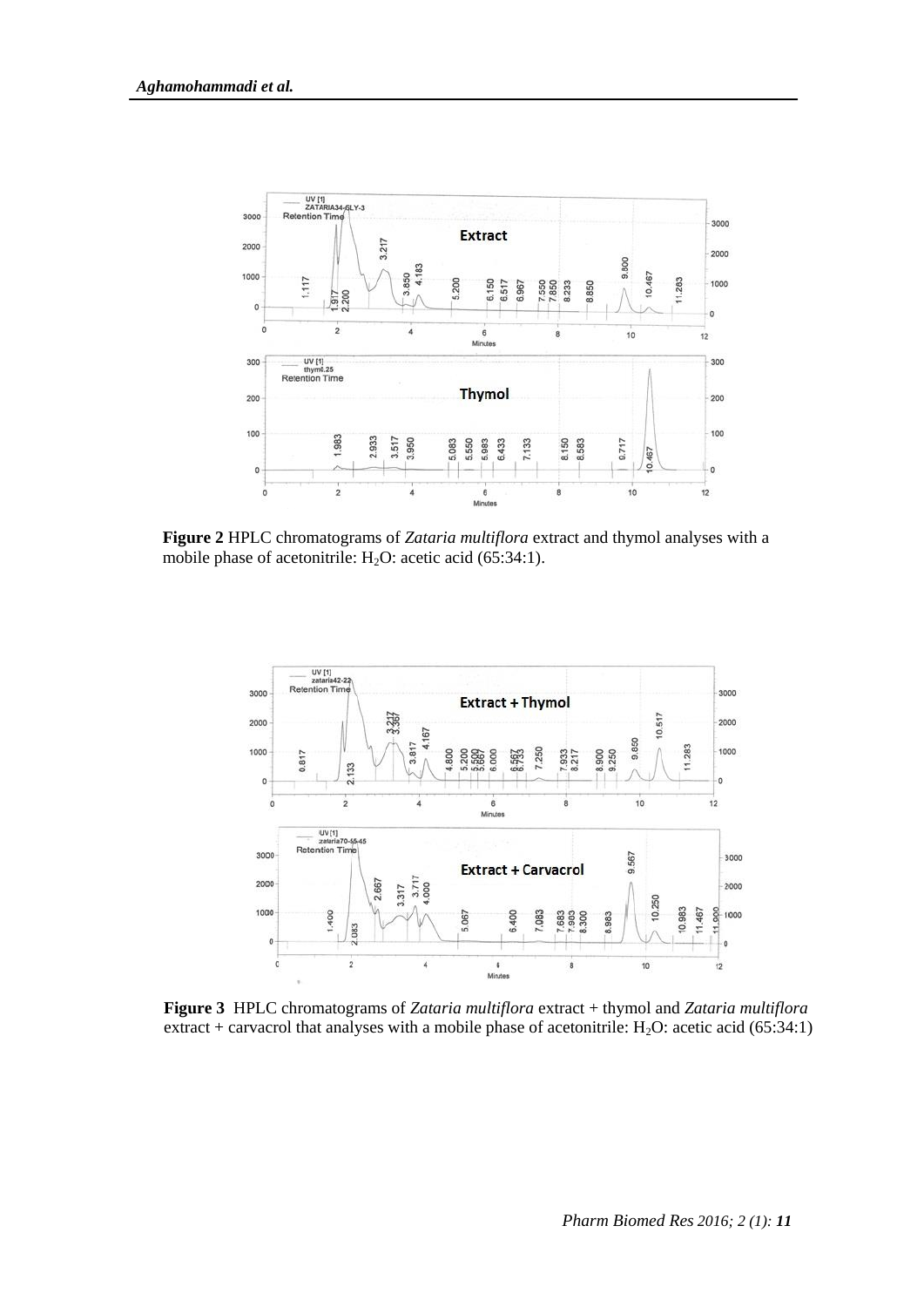**Figure 2** HPLC chromatograms of *Zataria multiflora* extract and thymol analyses with a mobile phase of acetonitrile: $H_2O$: acetic acid (65:34:1).

**Figure 3** HPLC chromatograms of *Zataria multiflora* extract + thymol and *Zataria multiflora* extract + carvacrol that analyses with a mobile phase of acetonitrile: $H_2O$: acetic acid (65:34:1)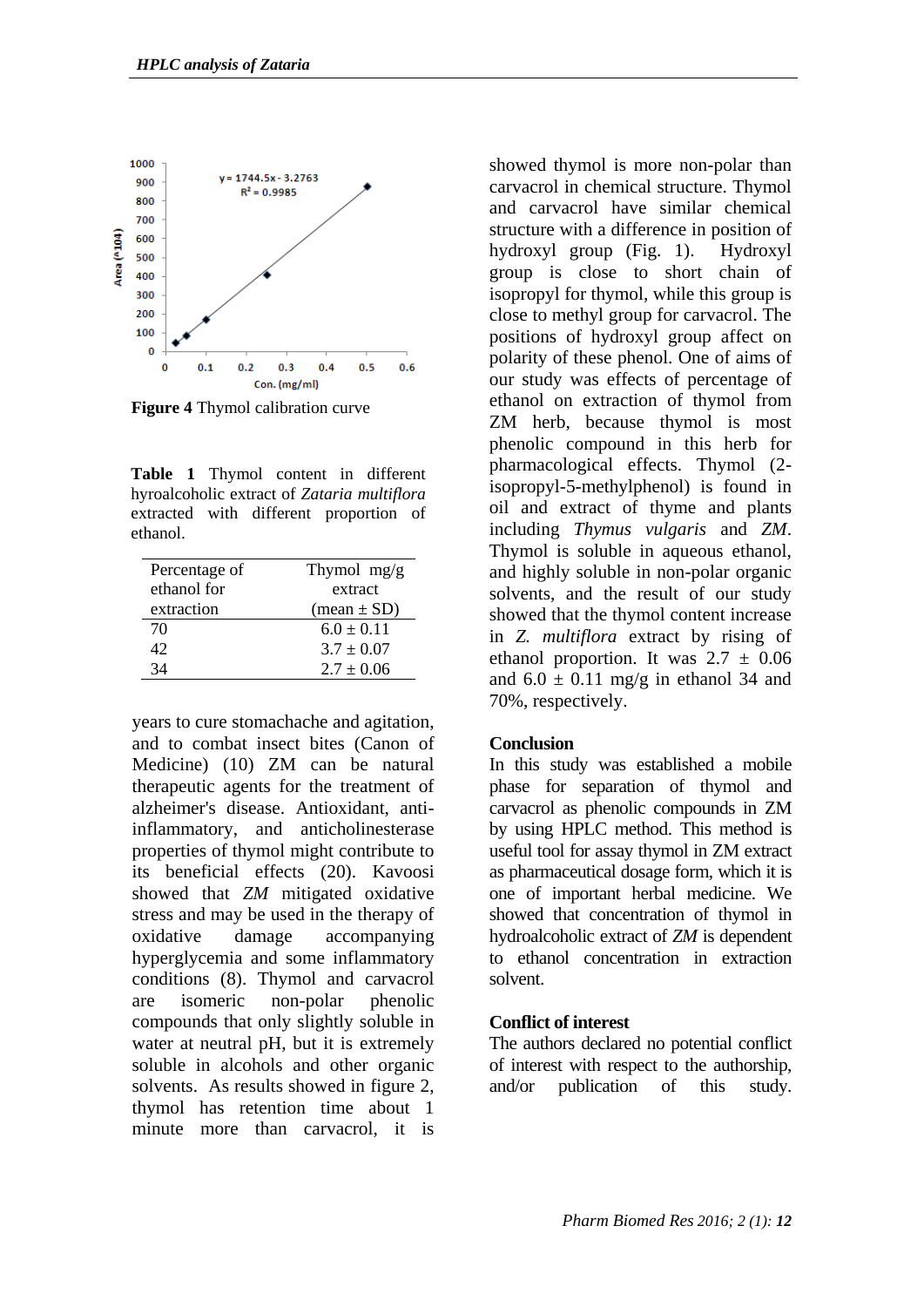Figure 4 Thymol calibration curve

**Table 1** Thymol content in different hyroalcoholic extract of *Zataria multiflora* extracted with different proportion of ethanol.

| Percentage of ethanol for extraction | Thymol mg/g extract (mean ± SD) |
|---|---|
| 70 | 6.0 ± 0.11 |
| 42 | 3.7 ± 0.07 |
| 34 | 2.7 ± 0.06 |

years to cure stomachache and agitation, and to combat insect bites (Canon of Medicine) (10) ZM can be natural therapeutic agents for the treatment of alzheimer's disease. Antioxidant, anti-inflammatory, and anticholinesterase properties of thymol might contribute to its beneficial effects (20). Kavoosi showed that *ZM* mitigated oxidative stress and may be used in the therapy of oxidative damage accompanying hyperglycemia and some inflammatory conditions (8). Thymol and carvacrol are isomeric non-polar phenolic compounds that only slightly soluble in water at neutral pH, but it is extremely soluble in alcohols and other organic solvents. As results showed in figure 2, thymol has retention time about 1 minute more than carvacrol, it is showed thymol is more non-polar than carvacrol in chemical structure. Thymol and carvacrol have similar chemical structure with a difference in position of hydroxyl group (Fig. 1). Hydroxyl group is close to short chain of isopropyl for thymol, while this group is close to methyl group for carvacrol. The positions of hydroxyl group affect on polarity of these phenol. One of aims of our study was effects of percentage of ethanol on extraction of thymol from ZM herb, because thymol is most phenolic compound in this herb for pharmacological effects. Thymol (2-isopropyl-5-methylphenol) is found in oil and extract of thyme and plants including *Thymus vulgaris* and *ZM*. Thymol is soluble in aqueous ethanol, and highly soluble in non-polar organic solvents, and the result of our study showed that the thymol content increase in *Z. multiflora* extract by rising of ethanol proportion. It was 2.7 ± 0.06 and 6.0 ± 0.11 mg/g in ethanol 34 and 70%, respectively.

## Conclusion

In this study was established a mobile phase for separation of thymol and carvacrol as phenolic compounds in ZM by using HPLC method. This method is useful tool for assay thymol in ZM extract as pharmaceutical dosage form, which it is one of important herbal medicine. We showed that concentration of thymol in hydroalcoholic extract of *ZM* is dependent to ethanol concentration in extraction solvent.

## Conflict of interest

The authors declared no potential conflict of interest with respect to the authorship, and/or publication of this study.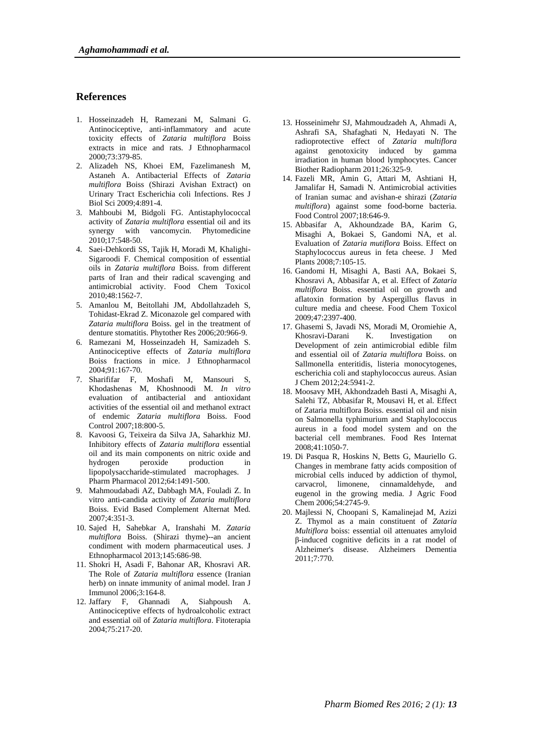## References

1. Hosseinzadeh H, Ramezani M, Salmani G. Antinociceptive, anti-inflammatory and acute toxicity effects of *Zataria multiflora* Boiss extracts in mice and rats. J Ethnopharmacol 2000;73:379-85.
2. Alizadeh NS, Khoei EM, Fazelimanesh M, Astaneh A. Antibacterial Effects of *Zataria multiflora* Boiss (Shirazi Avishan Extract) on Urinary Tract Escherichia coli Infections. Res J Biol Sci 2009;4:891-4.
3. Mahboubi M, Bidgoli FG. Antistaphylococcal activity of *Zataria multiflora* essential oil and its synergy with vancomycin. Phytomedicine 2010;17:548-50.
4. Saei-Dehkordi SS, Tajik H, Moradi M, Khalighi-Sigaroodi F. Chemical composition of essential oils in *Zataria multiflora* Boiss. from different parts of Iran and their radical scavenging and antimicrobial activity. Food Chem Toxicol 2010;48:1562-7.
5. Amanlou M, Beitollahi JM, Abdollahzadeh S, Tohidast-Ekrad Z. Miconazole gel compared with *Zataria multiflora* Boiss. gel in the treatment of denture stomatitis. Phytother Res 2006;20:966-9.
6. Ramezani M, Hosseinzadeh H, Samizadeh S. Antinociceptive effects of *Zataria multiflora* Boiss fractions in mice. J Ethnopharmacol 2004;91:167-70.
7. Sharififar F, Moshafi M, Mansouri S, Khodashenas M, Khoshnoodi M. *In vitro* evaluation of antibacterial and antioxidant activities of the essential oil and methanol extract of endemic *Zataria multiflora* Boiss. Food Control 2007;18:800-5.
8. Kavoosi G, Teixeira da Silva JA, Saharkhiz MJ. Inhibitory effects of *Zataria multiflora* essential oil and its main components on nitric oxide and hydrogen peroxide production in lipopolysaccharide-stimulated macrophages. J Pharm Pharmacol 2012;64:1491-500.
9. Mahmoudabadi AZ, Dabbagh MA, Fouladi Z. In vitro anti-candida activity of *Zataria multiflora* Boiss. Evid Based Complement Alternat Med. 2007;4:351-3.
10. Sajed H, Sahebkar A, Iranshahi M. *Zataria multiflora* Boiss. (Shirazi thyme)--an ancient condiment with modern pharmaceutical uses. J Ethnopharmacol 2013;145:686-98.
11. Shokri H, Asadi F, Bahonar AR, Khosravi AR. The Role of *Zataria multiflora* essence (Iranian herb) on innate immunity of animal model. Iran J Immunol 2006;3:164-8.
12. Jaffary F, Ghannadi A, Siahpoush A. Antinociceptive effects of hydroalcoholic extract and essential oil of *Zataria multiflora*. Fitoterapia 2004;75:217-20.
13. Hosseinimehr SJ, Mahmoudzadeh A, Ahmadi A, Ashrafi SA, Shafaghati N, Hedayati N. The radioprotective effect of *Zataria multiflora* against genotoxicity induced by gamma irradiation in human blood lymphocytes. Cancer Biother Radiopharm 2011;26:325-9.
14. Fazeli MR, Amin G, Attari M, Ashtiani H, Jamalifar H, Samadi N. Antimicrobial activities of Iranian sumac and avishan-e shirazi (*Zataria multiflora*) against some food-borne bacteria. Food Control 2007;18:646-9.
15. Abbasifar A, Akhoundzade BA, Karim G, Misaghi A, Bokaei S, Gandomi NA, et al. Evaluation of *Zataria mutiflora* Boiss. Effect on Staphylococcus aureus in feta cheese. J Med Plants 2008;7:105-15.
16. Gandomi H, Misaghi A, Basti AA, Bokaei S, Khosravi A, Abbasifar A, et al. Effect of *Zataria multiflora* Boiss. essential oil on growth and aflatoxin formation by Aspergillus flavus in culture media and cheese. Food Chem Toxicol 2009;47:2397-400.
17. Ghasemi S, Javadi NS, Moradi M, Oromiehie A, Khosravi-Darani K. Investigation on Development of zein antimicrobial edible film and essential oil of *Zataria multiflora* Boiss. on Sallmonella enteritidis, listeria monocytogenes, escherichia coli and staphylococcus aureus. Asian J Chem 2012;24:5941-2.
18. Moosavy MH, Akhondzadeh Basti A, Misaghi A, Salehi TZ, Abbasifar R, Mousavi H, et al. Effect of Zataria multiflora Boiss. essential oil and nisin on Salmonella typhimurium and Staphylococcus aureus in a food model system and on the bacterial cell membranes. Food Res Internat 2008;41:1050-7.
19. Di Pasqua R, Hoskins N, Betts G, Mauriello G. Changes in membrane fatty acids composition of microbial cells induced by addiction of thymol, carvacrol, limonene, cinnamaldehyde, and eugenol in the growing media. J Agric Food Chem 2006;54:2745-9.
20. Majlessi N, Choopani S, Kamalinejad M, Azizi Z. Thymol as a main constituent of *Zataria Multiflora* boiss: essential oil attenuates amyloid β-induced cognitive deficits in a rat model of Alzheimer's disease. Alzheimers Dementia 2011;7:770.